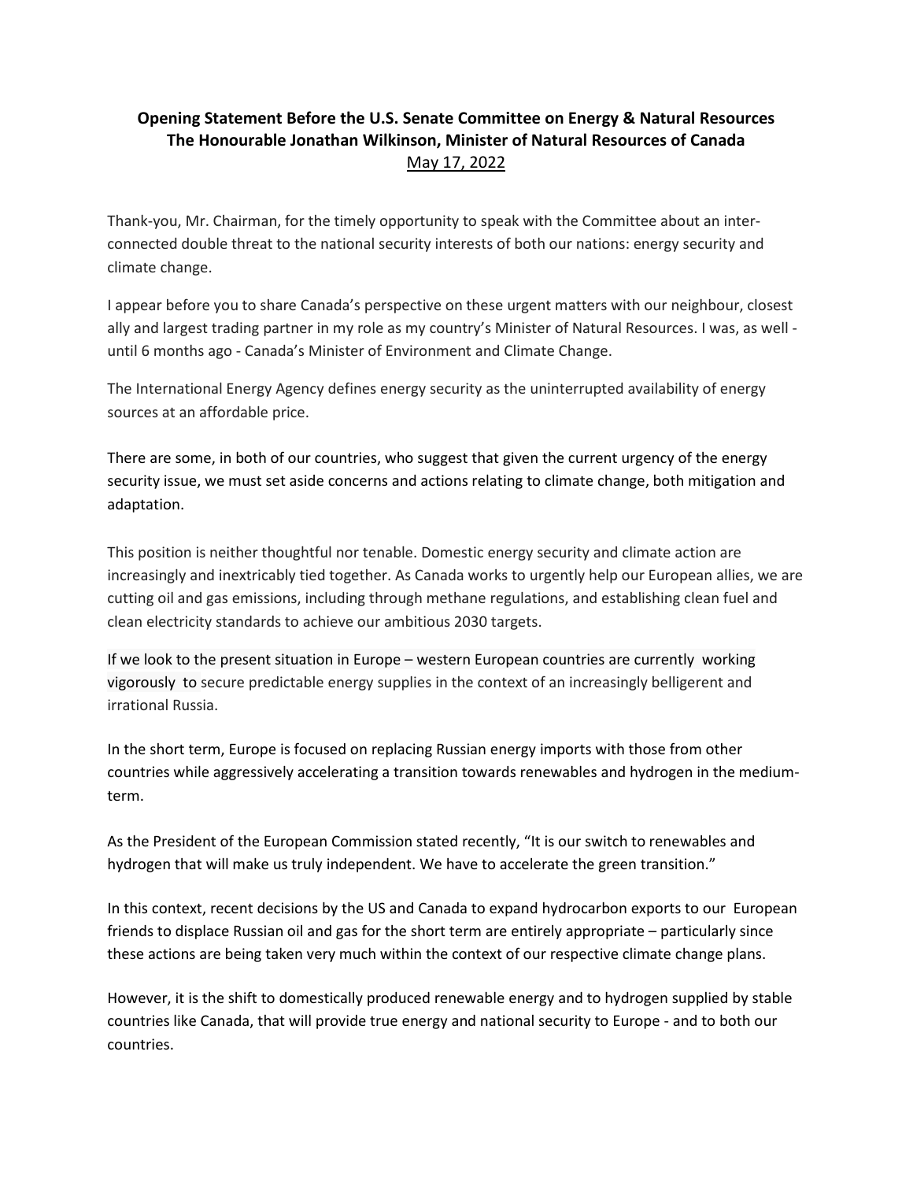**Opening Statement Before the U.S. Senate Committee on Energy & Natural Resources**
**The Honourable Jonathan Wilkinson, Minister of Natural Resources of Canada**
May 17, 2022

Thank-you, Mr. Chairman, for the timely opportunity to speak with the Committee about an inter-connected double threat to the national security interests of both our nations: energy security and climate change.

I appear before you to share Canada's perspective on these urgent matters with our neighbour, closest ally and largest trading partner in my role as my country's Minister of Natural Resources. I was, as well - until 6 months ago - Canada's Minister of Environment and Climate Change.

The International Energy Agency defines energy security as the uninterrupted availability of energy sources at an affordable price.

There are some, in both of our countries, who suggest that given the current urgency of the energy security issue, we must set aside concerns and actions relating to climate change, both mitigation and adaptation.

This position is neither thoughtful nor tenable. Domestic energy security and climate action are increasingly and inextricably tied together. As Canada works to urgently help our European allies, we are cutting oil and gas emissions, including through methane regulations, and establishing clean fuel and clean electricity standards to achieve our ambitious 2030 targets.

If we look to the present situation in Europe – western European countries are currently working vigorously to secure predictable energy supplies in the context of an increasingly belligerent and irrational Russia.

In the short term, Europe is focused on replacing Russian energy imports with those from other countries while aggressively accelerating a transition towards renewables and hydrogen in the medium-term.

As the President of the European Commission stated recently, "It is our switch to renewables and hydrogen that will make us truly independent. We have to accelerate the green transition."

In this context, recent decisions by the US and Canada to expand hydrocarbon exports to our European friends to displace Russian oil and gas for the short term are entirely appropriate – particularly since these actions are being taken very much within the context of our respective climate change plans.

However, it is the shift to domestically produced renewable energy and to hydrogen supplied by stable countries like Canada, that will provide true energy and national security to Europe - and to both our countries.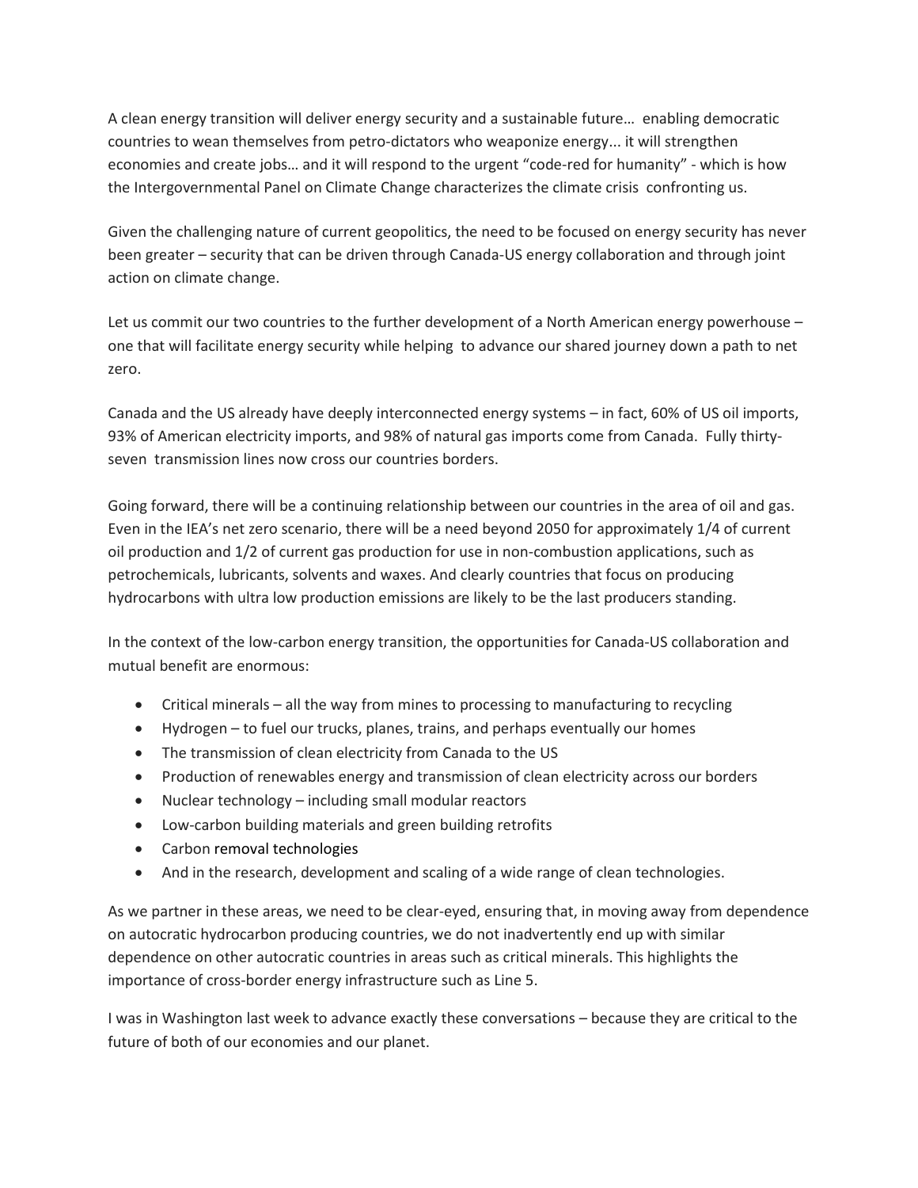A clean energy transition will deliver energy security and a sustainable future… enabling democratic countries to wean themselves from petro-dictators who weaponize energy... it will strengthen economies and create jobs… and it will respond to the urgent "code-red for humanity" - which is how the Intergovernmental Panel on Climate Change characterizes the climate crisis confronting us.

Given the challenging nature of current geopolitics, the need to be focused on energy security has never been greater – security that can be driven through Canada-US energy collaboration and through joint action on climate change.

Let us commit our two countries to the further development of a North American energy powerhouse – one that will facilitate energy security while helping to advance our shared journey down a path to net zero.

Canada and the US already have deeply interconnected energy systems – in fact, 60% of US oil imports, 93% of American electricity imports, and 98% of natural gas imports come from Canada. Fully thirty-seven transmission lines now cross our countries borders.

Going forward, there will be a continuing relationship between our countries in the area of oil and gas. Even in the IEA's net zero scenario, there will be a need beyond 2050 for approximately 1/4 of current oil production and 1/2 of current gas production for use in non-combustion applications, such as petrochemicals, lubricants, solvents and waxes. And clearly countries that focus on producing hydrocarbons with ultra low production emissions are likely to be the last producers standing.

In the context of the low-carbon energy transition, the opportunities for Canada-US collaboration and mutual benefit are enormous:

- Critical minerals – all the way from mines to processing to manufacturing to recycling
- Hydrogen – to fuel our trucks, planes, trains, and perhaps eventually our homes
- The transmission of clean electricity from Canada to the US
- Production of renewables energy and transmission of clean electricity across our borders
- Nuclear technology – including small modular reactors
- Low-carbon building materials and green building retrofits
- Carbon removal technologies
- And in the research, development and scaling of a wide range of clean technologies.

As we partner in these areas, we need to be clear-eyed, ensuring that, in moving away from dependence on autocratic hydrocarbon producing countries, we do not inadvertently end up with similar dependence on other autocratic countries in areas such as critical minerals. This highlights the importance of cross-border energy infrastructure such as Line 5.

I was in Washington last week to advance exactly these conversations – because they are critical to the future of both of our economies and our planet.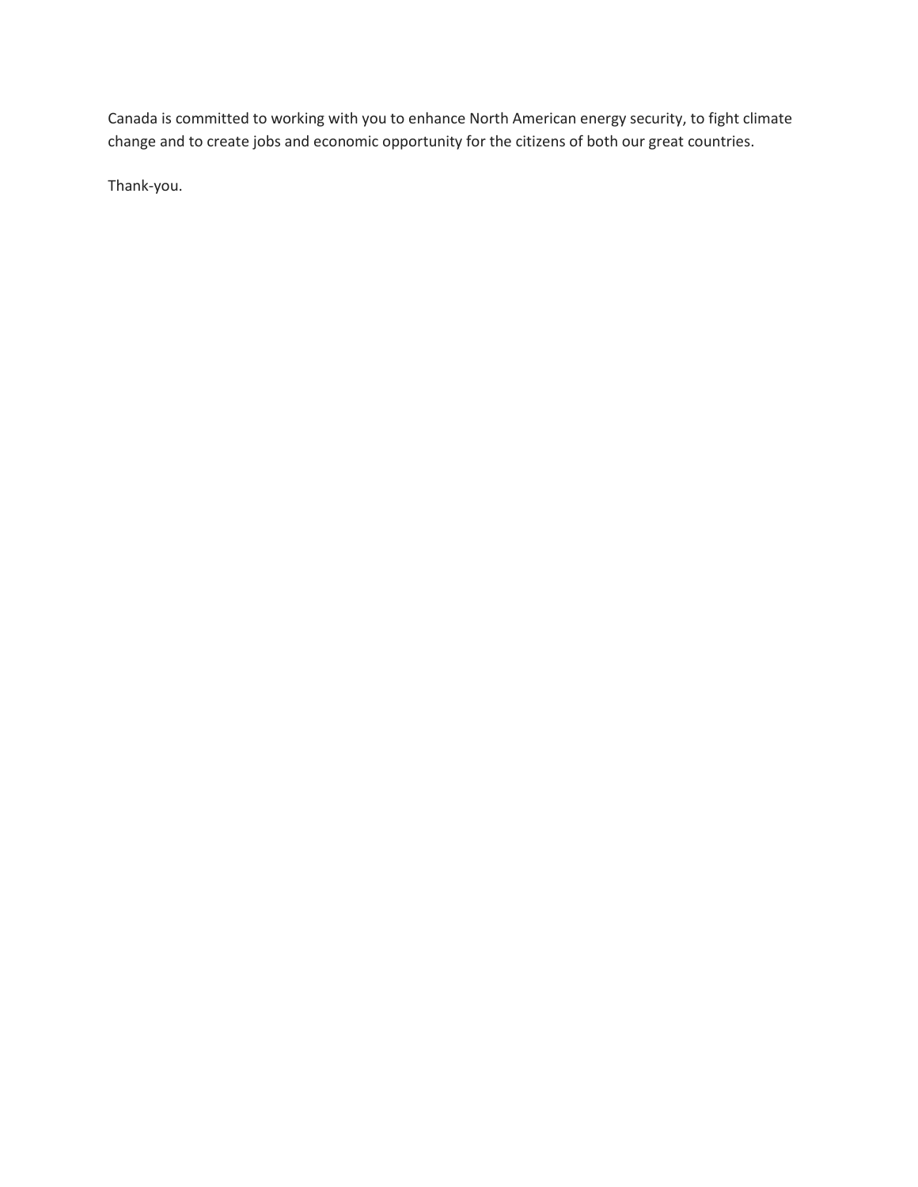Canada is committed to working with you to enhance North American energy security, to fight climate change and to create jobs and economic opportunity for the citizens of both our great countries.

Thank-you.